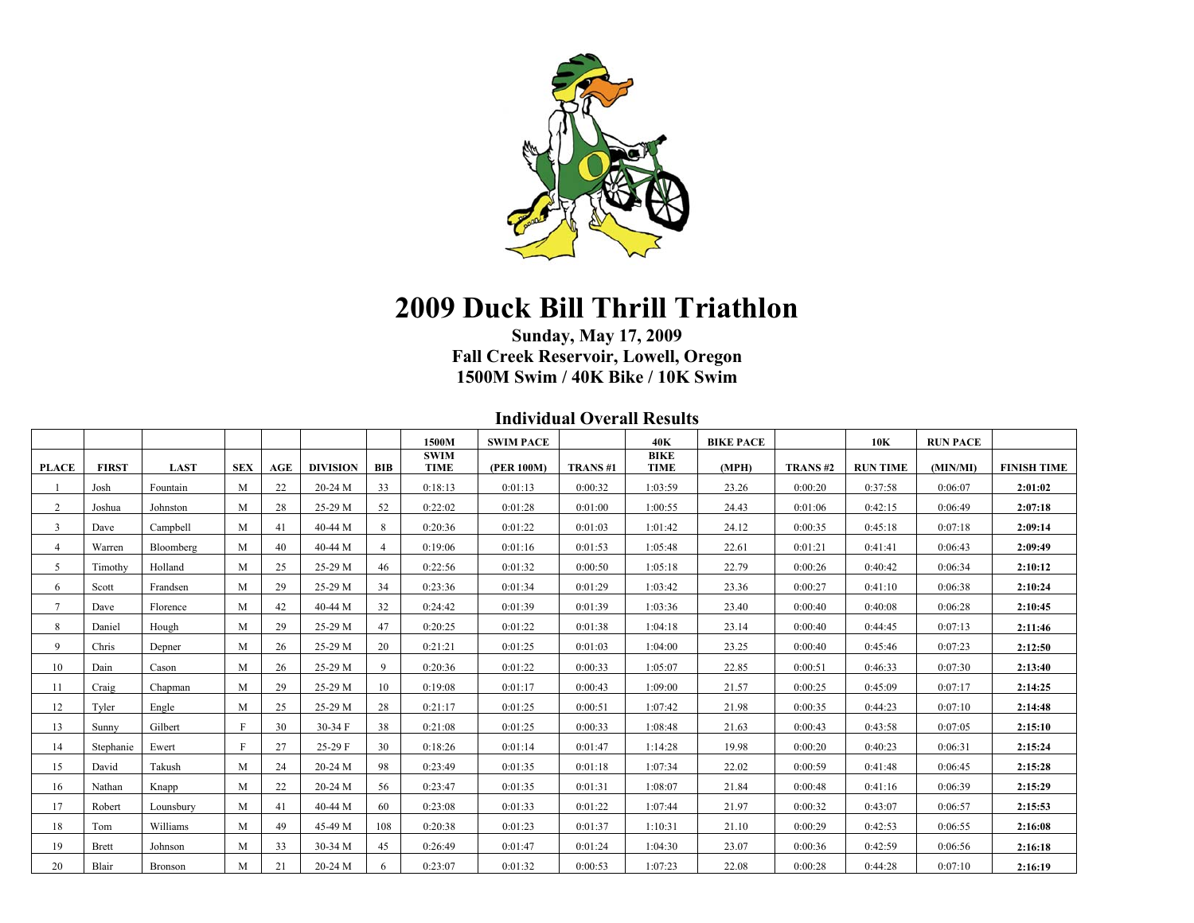# 2009 Duck Bill Thrill Triathlon

**Sunday, May 17, 2009**
**Fall Creek Reservoir, Lowell, Oregon**
**1500M Swim / 40K Bike / 10K Swim**

## Individual Overall Results

| | | | | | | | 1500M | SWIM PACE | | 40K | BIKE PACE | | 10K | RUN PACE | |
|---|---|---|---|---|---|---|---|---|---|---|---|---|---|---|---|
| PLACE | FIRST | LAST | SEX | AGE | DIVISION | BIB | SWIM TIME | (PER 100M) | TRANS #1 | BIKE TIME | (MPH) | TRANS #2 | RUN TIME | (MIN/MI) | FINISH TIME |
| 1 | Josh | Fountain | M | 22 | 20-24 M | 33 | 0:18:13 | 0:01:13 | 0:00:32 | 1:03:59 | 23.26 | 0:00:20 | 0:37:58 | 0:06:07 | **2:01:02** |
| 2 | Joshua | Johnston | M | 28 | 25-29 M | 52 | 0:22:02 | 0:01:28 | 0:01:00 | 1:00:55 | 24.43 | 0:01:06 | 0:42:15 | 0:06:49 | **2:07:18** |
| 3 | Dave | Campbell | M | 41 | 40-44 M | 8 | 0:20:36 | 0:01:22 | 0:01:03 | 1:01:42 | 24.12 | 0:00:35 | 0:45:18 | 0:07:18 | **2:09:14** |
| 4 | Warren | Bloomberg | M | 40 | 40-44 M | 4 | 0:19:06 | 0:01:16 | 0:01:53 | 1:05:48 | 22.61 | 0:01:21 | 0:41:41 | 0:06:43 | **2:09:49** |
| 5 | Timothy | Holland | M | 25 | 25-29 M | 46 | 0:22:56 | 0:01:32 | 0:00:50 | 1:05:18 | 22.79 | 0:00:26 | 0:40:42 | 0:06:34 | **2:10:12** |
| 6 | Scott | Frandsen | M | 29 | 25-29 M | 34 | 0:23:36 | 0:01:34 | 0:01:29 | 1:03:42 | 23.36 | 0:00:27 | 0:41:10 | 0:06:38 | **2:10:24** |
| 7 | Dave | Florence | M | 42 | 40-44 M | 32 | 0:24:42 | 0:01:39 | 0:01:39 | 1:03:36 | 23.40 | 0:00:40 | 0:40:08 | 0:06:28 | **2:10:45** |
| 8 | Daniel | Hough | M | 29 | 25-29 M | 47 | 0:20:25 | 0:01:22 | 0:01:38 | 1:04:18 | 23.14 | 0:00:40 | 0:44:45 | 0:07:13 | **2:11:46** |
| 9 | Chris | Depner | M | 26 | 25-29 M | 20 | 0:21:21 | 0:01:25 | 0:01:03 | 1:04:00 | 23.25 | 0:00:40 | 0:45:46 | 0:07:23 | **2:12:50** |
| 10 | Dain | Cason | M | 26 | 25-29 M | 9 | 0:20:36 | 0:01:22 | 0:00:33 | 1:05:07 | 22.85 | 0:00:51 | 0:46:33 | 0:07:30 | **2:13:40** |
| 11 | Craig | Chapman | M | 29 | 25-29 M | 10 | 0:19:08 | 0:01:17 | 0:00:43 | 1:09:00 | 21.57 | 0:00:25 | 0:45:09 | 0:07:17 | **2:14:25** |
| 12 | Tyler | Engle | M | 25 | 25-29 M | 28 | 0:21:17 | 0:01:25 | 0:00:51 | 1:07:42 | 21.98 | 0:00:35 | 0:44:23 | 0:07:10 | **2:14:48** |
| 13 | Sunny | Gilbert | F | 30 | 30-34 F | 38 | 0:21:08 | 0:01:25 | 0:00:33 | 1:08:48 | 21.63 | 0:00:43 | 0:43:58 | 0:07:05 | **2:15:10** |
| 14 | Stephanie | Ewert | F | 27 | 25-29 F | 30 | 0:18:26 | 0:01:14 | 0:01:47 | 1:14:28 | 19.98 | 0:00:20 | 0:40:23 | 0:06:31 | **2:15:24** |
| 15 | David | Takush | M | 24 | 20-24 M | 98 | 0:23:49 | 0:01:35 | 0:01:18 | 1:07:34 | 22.02 | 0:00:59 | 0:41:48 | 0:06:45 | **2:15:28** |
| 16 | Nathan | Knapp | M | 22 | 20-24 M | 56 | 0:23:47 | 0:01:35 | 0:01:31 | 1:08:07 | 21.84 | 0:00:48 | 0:41:16 | 0:06:39 | **2:15:29** |
| 17 | Robert | Lounsbury | M | 41 | 40-44 M | 60 | 0:23:08 | 0:01:33 | 0:01:22 | 1:07:44 | 21.97 | 0:00:32 | 0:43:07 | 0:06:57 | **2:15:53** |
| 18 | Tom | Williams | M | 49 | 45-49 M | 108 | 0:20:38 | 0:01:23 | 0:01:37 | 1:10:31 | 21.10 | 0:00:29 | 0:42:53 | 0:06:55 | **2:16:08** |
| 19 | Brett | Johnson | M | 33 | 30-34 M | 45 | 0:26:49 | 0:01:47 | 0:01:24 | 1:04:30 | 23.07 | 0:00:36 | 0:42:59 | 0:06:56 | **2:16:18** |
| 20 | Blair | Bronson | M | 21 | 20-24 M | 6 | 0:23:07 | 0:01:32 | 0:00:53 | 1:07:23 | 22.08 | 0:00:28 | 0:44:28 | 0:07:10 | **2:16:19** |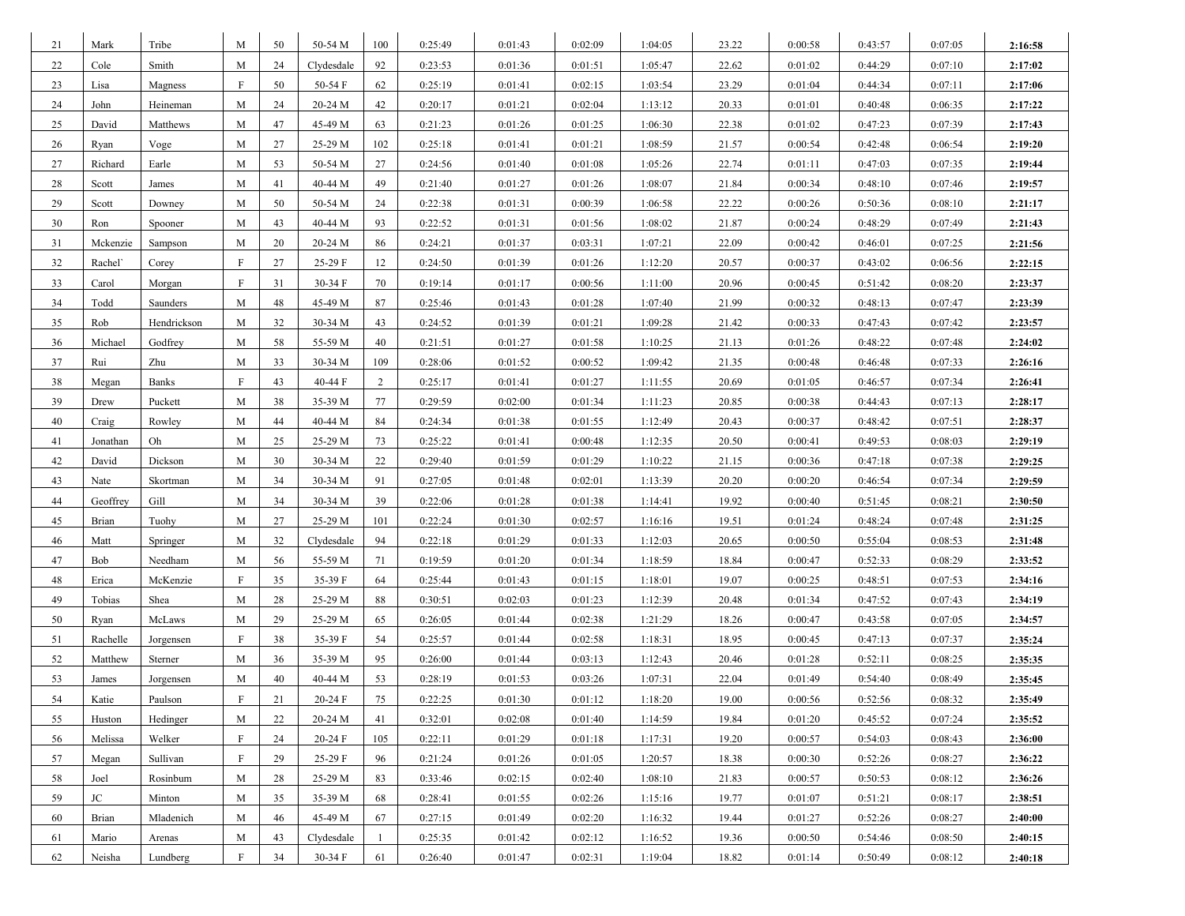| | | | | | | | | | | | | | | | |
|---|---|---|---|---|---|---|---|---|---|---|---|---|---|---|---|
| 21 | Mark | Tribe | M | 50 | 50-54 M | 100 | 0:25:49 | 0:01:43 | 0:02:09 | 1:04:05 | 23.22 | 0:00:58 | 0:43:57 | 0:07:05 | **2:16:58** |
| 22 | Cole | Smith | M | 24 | Clydesdale | 92 | 0:23:53 | 0:01:36 | 0:01:51 | 1:05:47 | 22.62 | 0:01:02 | 0:44:29 | 0:07:10 | **2:17:02** |
| 23 | Lisa | Magness | F | 50 | 50-54 F | 62 | 0:25:19 | 0:01:41 | 0:02:15 | 1:03:54 | 23.29 | 0:01:04 | 0:44:34 | 0:07:11 | **2:17:06** |
| 24 | John | Heineman | M | 24 | 20-24 M | 42 | 0:20:17 | 0:01:21 | 0:02:04 | 1:13:12 | 20.33 | 0:01:01 | 0:40:48 | 0:06:35 | **2:17:22** |
| 25 | David | Matthews | M | 47 | 45-49 M | 63 | 0:21:23 | 0:01:26 | 0:01:25 | 1:06:30 | 22.38 | 0:01:02 | 0:47:23 | 0:07:39 | **2:17:43** |
| 26 | Ryan | Voge | M | 27 | 25-29 M | 102 | 0:25:18 | 0:01:41 | 0:01:21 | 1:08:59 | 21.57 | 0:00:54 | 0:42:48 | 0:06:54 | **2:19:20** |
| 27 | Richard | Earle | M | 53 | 50-54 M | 27 | 0:24:56 | 0:01:40 | 0:01:08 | 1:05:26 | 22.74 | 0:01:11 | 0:47:03 | 0:07:35 | **2:19:44** |
| 28 | Scott | James | M | 41 | 40-44 M | 49 | 0:21:40 | 0:01:27 | 0:01:26 | 1:08:07 | 21.84 | 0:00:34 | 0:48:10 | 0:07:46 | **2:19:57** |
| 29 | Scott | Downey | M | 50 | 50-54 M | 24 | 0:22:38 | 0:01:31 | 0:00:39 | 1:06:58 | 22.22 | 0:00:26 | 0:50:36 | 0:08:10 | **2:21:17** |
| 30 | Ron | Spooner | M | 43 | 40-44 M | 93 | 0:22:52 | 0:01:31 | 0:01:56 | 1:08:02 | 21.87 | 0:00:24 | 0:48:29 | 0:07:49 | **2:21:43** |
| 31 | Mckenzie | Sampson | M | 20 | 20-24 M | 86 | 0:24:21 | 0:01:37 | 0:03:31 | 1:07:21 | 22.09 | 0:00:42 | 0:46:01 | 0:07:25 | **2:21:56** |
| 32 | Rachel` | Corey | F | 27 | 25-29 F | 12 | 0:24:50 | 0:01:39 | 0:01:26 | 1:12:20 | 20.57 | 0:00:37 | 0:43:02 | 0:06:56 | **2:22:15** |
| 33 | Carol | Morgan | F | 31 | 30-34 F | 70 | 0:19:14 | 0:01:17 | 0:00:56 | 1:11:00 | 20.96 | 0:00:45 | 0:51:42 | 0:08:20 | **2:23:37** |
| 34 | Todd | Saunders | M | 48 | 45-49 M | 87 | 0:25:46 | 0:01:43 | 0:01:28 | 1:07:40 | 21.99 | 0:00:32 | 0:48:13 | 0:07:47 | **2:23:39** |
| 35 | Rob | Hendrickson | M | 32 | 30-34 M | 43 | 0:24:52 | 0:01:39 | 0:01:21 | 1:09:28 | 21.42 | 0:00:33 | 0:47:43 | 0:07:42 | **2:23:57** |
| 36 | Michael | Godfrey | M | 58 | 55-59 M | 40 | 0:21:51 | 0:01:27 | 0:01:58 | 1:10:25 | 21.13 | 0:01:26 | 0:48:22 | 0:07:48 | **2:24:02** |
| 37 | Rui | Zhu | M | 33 | 30-34 M | 109 | 0:28:06 | 0:01:52 | 0:00:52 | 1:09:42 | 21.35 | 0:00:48 | 0:46:48 | 0:07:33 | **2:26:16** |
| 38 | Megan | Banks | F | 43 | 40-44 F | 2 | 0:25:17 | 0:01:41 | 0:01:27 | 1:11:55 | 20.69 | 0:01:05 | 0:46:57 | 0:07:34 | **2:26:41** |
| 39 | Drew | Puckett | M | 38 | 35-39 M | 77 | 0:29:59 | 0:02:00 | 0:01:34 | 1:11:23 | 20.85 | 0:00:38 | 0:44:43 | 0:07:13 | **2:28:17** |
| 40 | Craig | Rowley | M | 44 | 40-44 M | 84 | 0:24:34 | 0:01:38 | 0:01:55 | 1:12:49 | 20.43 | 0:00:37 | 0:48:42 | 0:07:51 | **2:28:37** |
| 41 | Jonathan | Oh | M | 25 | 25-29 M | 73 | 0:25:22 | 0:01:41 | 0:00:48 | 1:12:35 | 20.50 | 0:00:41 | 0:49:53 | 0:08:03 | **2:29:19** |
| 42 | David | Dickson | M | 30 | 30-34 M | 22 | 0:29:40 | 0:01:59 | 0:01:29 | 1:10:22 | 21.15 | 0:00:36 | 0:47:18 | 0:07:38 | **2:29:25** |
| 43 | Nate | Skortman | M | 34 | 30-34 M | 91 | 0:27:05 | 0:01:48 | 0:02:01 | 1:13:39 | 20.20 | 0:00:20 | 0:46:54 | 0:07:34 | **2:29:59** |
| 44 | Geoffrey | Gill | M | 34 | 30-34 M | 39 | 0:22:06 | 0:01:28 | 0:01:38 | 1:14:41 | 19.92 | 0:00:40 | 0:51:45 | 0:08:21 | **2:30:50** |
| 45 | Brian | Tuohy | M | 27 | 25-29 M | 101 | 0:22:24 | 0:01:30 | 0:02:57 | 1:16:16 | 19.51 | 0:01:24 | 0:48:24 | 0:07:48 | **2:31:25** |
| 46 | Matt | Springer | M | 32 | Clydesdale | 94 | 0:22:18 | 0:01:29 | 0:01:33 | 1:12:03 | 20.65 | 0:00:50 | 0:55:04 | 0:08:53 | **2:31:48** |
| 47 | Bob | Needham | M | 56 | 55-59 M | 71 | 0:19:59 | 0:01:20 | 0:01:34 | 1:18:59 | 18.84 | 0:00:47 | 0:52:33 | 0:08:29 | **2:33:52** |
| 48 | Erica | McKenzie | F | 35 | 35-39 F | 64 | 0:25:44 | 0:01:43 | 0:01:15 | 1:18:01 | 19.07 | 0:00:25 | 0:48:51 | 0:07:53 | **2:34:16** |
| 49 | Tobias | Shea | M | 28 | 25-29 M | 88 | 0:30:51 | 0:02:03 | 0:01:23 | 1:12:39 | 20.48 | 0:01:34 | 0:47:52 | 0:07:43 | **2:34:19** |
| 50 | Ryan | McLaws | M | 29 | 25-29 M | 65 | 0:26:05 | 0:01:44 | 0:02:38 | 1:21:29 | 18.26 | 0:00:47 | 0:43:58 | 0:07:05 | **2:34:57** |
| 51 | Rachelle | Jorgensen | F | 38 | 35-39 F | 54 | 0:25:57 | 0:01:44 | 0:02:58 | 1:18:31 | 18.95 | 0:00:45 | 0:47:13 | 0:07:37 | **2:35:24** |
| 52 | Matthew | Sterner | M | 36 | 35-39 M | 95 | 0:26:00 | 0:01:44 | 0:03:13 | 1:12:43 | 20.46 | 0:01:28 | 0:52:11 | 0:08:25 | **2:35:35** |
| 53 | James | Jorgensen | M | 40 | 40-44 M | 53 | 0:28:19 | 0:01:53 | 0:03:26 | 1:07:31 | 22.04 | 0:01:49 | 0:54:40 | 0:08:49 | **2:35:45** |
| 54 | Katie | Paulson | F | 21 | 20-24 F | 75 | 0:22:25 | 0:01:30 | 0:01:12 | 1:18:20 | 19.00 | 0:00:56 | 0:52:56 | 0:08:32 | **2:35:49** |
| 55 | Huston | Hedinger | M | 22 | 20-24 M | 41 | 0:32:01 | 0:02:08 | 0:01:40 | 1:14:59 | 19.84 | 0:01:20 | 0:45:52 | 0:07:24 | **2:35:52** |
| 56 | Melissa | Welker | F | 24 | 20-24 F | 105 | 0:22:11 | 0:01:29 | 0:01:18 | 1:17:31 | 19.20 | 0:00:57 | 0:54:03 | 0:08:43 | **2:36:00** |
| 57 | Megan | Sullivan | F | 29 | 25-29 F | 96 | 0:21:24 | 0:01:26 | 0:01:05 | 1:20:57 | 18.38 | 0:00:30 | 0:52:26 | 0:08:27 | **2:36:22** |
| 58 | Joel | Rosinbum | M | 28 | 25-29 M | 83 | 0:33:46 | 0:02:15 | 0:02:40 | 1:08:10 | 21.83 | 0:00:57 | 0:50:53 | 0:08:12 | **2:36:26** |
| 59 | JC | Minton | M | 35 | 35-39 M | 68 | 0:28:41 | 0:01:55 | 0:02:26 | 1:15:16 | 19.77 | 0:01:07 | 0:51:21 | 0:08:17 | **2:38:51** |
| 60 | Brian | Mladenich | M | 46 | 45-49 M | 67 | 0:27:15 | 0:01:49 | 0:02:20 | 1:16:32 | 19.44 | 0:01:27 | 0:52:26 | 0:08:27 | **2:40:00** |
| 61 | Mario | Arenas | M | 43 | Clydesdale | 1 | 0:25:35 | 0:01:42 | 0:02:12 | 1:16:52 | 19.36 | 0:00:50 | 0:54:46 | 0:08:50 | **2:40:15** |
| 62 | Neisha | Lundberg | F | 34 | 30-34 F | 61 | 0:26:40 | 0:01:47 | 0:02:31 | 1:19:04 | 18.82 | 0:01:14 | 0:50:49 | 0:08:12 | **2:40:18** |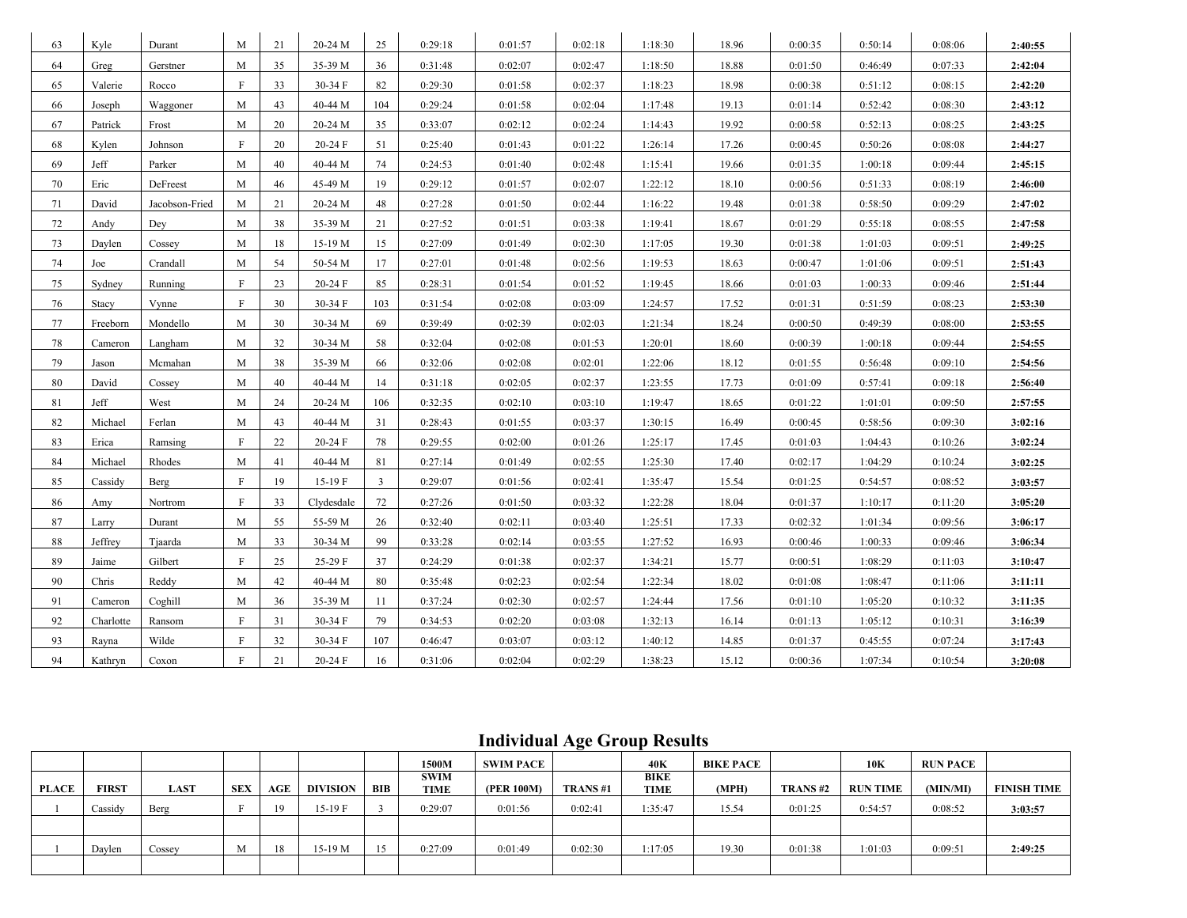| | | | | | | | | | | | | | | | |
|---|---|---|---|---|---|---|---|---|---|---|---|---|---|---|---|
| 63 | Kyle | Durant | M | 21 | 20-24 M | 25 | 0:29:18 | 0:01:57 | 0:02:18 | 1:18:30 | 18.96 | 0:00:35 | 0:50:14 | 0:08:06 | **2:40:55** |
| 64 | Greg | Gerstner | M | 35 | 35-39 M | 36 | 0:31:48 | 0:02:07 | 0:02:47 | 1:18:50 | 18.88 | 0:01:50 | 0:46:49 | 0:07:33 | **2:42:04** |
| 65 | Valerie | Rocco | F | 33 | 30-34 F | 82 | 0:29:30 | 0:01:58 | 0:02:37 | 1:18:23 | 18.98 | 0:00:38 | 0:51:12 | 0:08:15 | **2:42:20** |
| 66 | Joseph | Waggoner | M | 43 | 40-44 M | 104 | 0:29:24 | 0:01:58 | 0:02:04 | 1:17:48 | 19.13 | 0:01:14 | 0:52:42 | 0:08:30 | **2:43:12** |
| 67 | Patrick | Frost | M | 20 | 20-24 M | 35 | 0:33:07 | 0:02:12 | 0:02:24 | 1:14:43 | 19.92 | 0:00:58 | 0:52:13 | 0:08:25 | **2:43:25** |
| 68 | Kylen | Johnson | F | 20 | 20-24 F | 51 | 0:25:40 | 0:01:43 | 0:01:22 | 1:26:14 | 17.26 | 0:00:45 | 0:50:26 | 0:08:08 | **2:44:27** |
| 69 | Jeff | Parker | M | 40 | 40-44 M | 74 | 0:24:53 | 0:01:40 | 0:02:48 | 1:15:41 | 19.66 | 0:01:35 | 1:00:18 | 0:09:44 | **2:45:15** |
| 70 | Eric | DeFreest | M | 46 | 45-49 M | 19 | 0:29:12 | 0:01:57 | 0:02:07 | 1:22:12 | 18.10 | 0:00:56 | 0:51:33 | 0:08:19 | **2:46:00** |
| 71 | David | Jacobson-Fried | M | 21 | 20-24 M | 48 | 0:27:28 | 0:01:50 | 0:02:44 | 1:16:22 | 19.48 | 0:01:38 | 0:58:50 | 0:09:29 | **2:47:02** |
| 72 | Andy | Dey | M | 38 | 35-39 M | 21 | 0:27:52 | 0:01:51 | 0:03:38 | 1:19:41 | 18.67 | 0:01:29 | 0:55:18 | 0:08:55 | **2:47:58** |
| 73 | Daylen | Cossey | M | 18 | 15-19 M | 15 | 0:27:09 | 0:01:49 | 0:02:30 | 1:17:05 | 19.30 | 0:01:38 | 1:01:03 | 0:09:51 | **2:49:25** |
| 74 | Joe | Crandall | M | 54 | 50-54 M | 17 | 0:27:01 | 0:01:48 | 0:02:56 | 1:19:53 | 18.63 | 0:00:47 | 1:01:06 | 0:09:51 | **2:51:43** |
| 75 | Sydney | Running | F | 23 | 20-24 F | 85 | 0:28:31 | 0:01:54 | 0:01:52 | 1:19:45 | 18.66 | 0:01:03 | 1:00:33 | 0:09:46 | **2:51:44** |
| 76 | Stacy | Vynne | F | 30 | 30-34 F | 103 | 0:31:54 | 0:02:08 | 0:03:09 | 1:24:57 | 17.52 | 0:01:31 | 0:51:59 | 0:08:23 | **2:53:30** |
| 77 | Freeborn | Mondello | M | 30 | 30-34 M | 69 | 0:39:49 | 0:02:39 | 0:02:03 | 1:21:34 | 18.24 | 0:00:50 | 0:49:39 | 0:08:00 | **2:53:55** |
| 78 | Cameron | Langham | M | 32 | 30-34 M | 58 | 0:32:04 | 0:02:08 | 0:01:53 | 1:20:01 | 18.60 | 0:00:39 | 1:00:18 | 0:09:44 | **2:54:55** |
| 79 | Jason | Mcmahan | M | 38 | 35-39 M | 66 | 0:32:06 | 0:02:08 | 0:02:01 | 1:22:06 | 18.12 | 0:01:55 | 0:56:48 | 0:09:10 | **2:54:56** |
| 80 | David | Cossey | M | 40 | 40-44 M | 14 | 0:31:18 | 0:02:05 | 0:02:37 | 1:23:55 | 17.73 | 0:01:09 | 0:57:41 | 0:09:18 | **2:56:40** |
| 81 | Jeff | West | M | 24 | 20-24 M | 106 | 0:32:35 | 0:02:10 | 0:03:10 | 1:19:47 | 18.65 | 0:01:22 | 1:01:01 | 0:09:50 | **2:57:55** |
| 82 | Michael | Ferlan | M | 43 | 40-44 M | 31 | 0:28:43 | 0:01:55 | 0:03:37 | 1:30:15 | 16.49 | 0:00:45 | 0:58:56 | 0:09:30 | **3:02:16** |
| 83 | Erica | Ramsing | F | 22 | 20-24 F | 78 | 0:29:55 | 0:02:00 | 0:01:26 | 1:25:17 | 17.45 | 0:01:03 | 1:04:43 | 0:10:26 | **3:02:24** |
| 84 | Michael | Rhodes | M | 41 | 40-44 M | 81 | 0:27:14 | 0:01:49 | 0:02:55 | 1:25:30 | 17.40 | 0:02:17 | 1:04:29 | 0:10:24 | **3:02:25** |
| 85 | Cassidy | Berg | F | 19 | 15-19 F | 3 | 0:29:07 | 0:01:56 | 0:02:41 | 1:35:47 | 15.54 | 0:01:25 | 0:54:57 | 0:08:52 | **3:03:57** |
| 86 | Amy | Nortrom | F | 33 | Clydesdale | 72 | 0:27:26 | 0:01:50 | 0:03:32 | 1:22:28 | 18.04 | 0:01:37 | 1:10:17 | 0:11:20 | **3:05:20** |
| 87 | Larry | Durant | M | 55 | 55-59 M | 26 | 0:32:40 | 0:02:11 | 0:03:40 | 1:25:51 | 17.33 | 0:02:32 | 1:01:34 | 0:09:56 | **3:06:17** |
| 88 | Jeffrey | Tjaarda | M | 33 | 30-34 M | 99 | 0:33:28 | 0:02:14 | 0:03:55 | 1:27:52 | 16.93 | 0:00:46 | 1:00:33 | 0:09:46 | **3:06:34** |
| 89 | Jaime | Gilbert | F | 25 | 25-29 F | 37 | 0:24:29 | 0:01:38 | 0:02:37 | 1:34:21 | 15.77 | 0:00:51 | 1:08:29 | 0:11:03 | **3:10:47** |
| 90 | Chris | Reddy | M | 42 | 40-44 M | 80 | 0:35:48 | 0:02:23 | 0:02:54 | 1:22:34 | 18.02 | 0:01:08 | 1:08:47 | 0:11:06 | **3:11:11** |
| 91 | Cameron | Coghill | M | 36 | 35-39 M | 11 | 0:37:24 | 0:02:30 | 0:02:57 | 1:24:44 | 17.56 | 0:01:10 | 1:05:20 | 0:10:32 | **3:11:35** |
| 92 | Charlotte | Ransom | F | 31 | 30-34 F | 79 | 0:34:53 | 0:02:20 | 0:03:08 | 1:32:13 | 16.14 | 0:01:13 | 1:05:12 | 0:10:31 | **3:16:39** |
| 93 | Rayna | Wilde | F | 32 | 30-34 F | 107 | 0:46:47 | 0:03:07 | 0:03:12 | 1:40:12 | 14.85 | 0:01:37 | 0:45:55 | 0:07:24 | **3:17:43** |
| 94 | Kathryn | Coxon | F | 21 | 20-24 F | 16 | 0:31:06 | 0:02:04 | 0:02:29 | 1:38:23 | 15.12 | 0:00:36 | 1:07:34 | 0:10:54 | **3:20:08** |

# Individual Age Group Results

| | | | | | | | 1500M | SWIM PACE | | 40K | BIKE PACE | | 10K | RUN PACE | |
|---|---|---|---|---|---|---|---|---|---|---|---|---|---|---|---|
| **PLACE** | **FIRST** | **LAST** | **SEX** | **AGE** | **DIVISION** | **BIB** | **SWIM TIME** | **(PER 100M)** | **TRANS #1** | **BIKE TIME** | **(MPH)** | **TRANS #2** | **RUN TIME** | **(MIN/MI)** | **FINISH TIME** |
| 1 | Cassidy | Berg | F | 19 | 15-19 F | 3 | 0:29:07 | 0:01:56 | 0:02:41 | 1:35:47 | 15.54 | 0:01:25 | 0:54:57 | 0:08:52 | **3:03:57** |
| | | | | | | | | | | | | | | | |
| 1 | Daylen | Cossey | M | 18 | 15-19 M | 15 | 0:27:09 | 0:01:49 | 0:02:30 | 1:17:05 | 19.30 | 0:01:38 | 1:01:03 | 0:09:51 | **2:49:25** |
| | | | | | | | | | | | | | | | |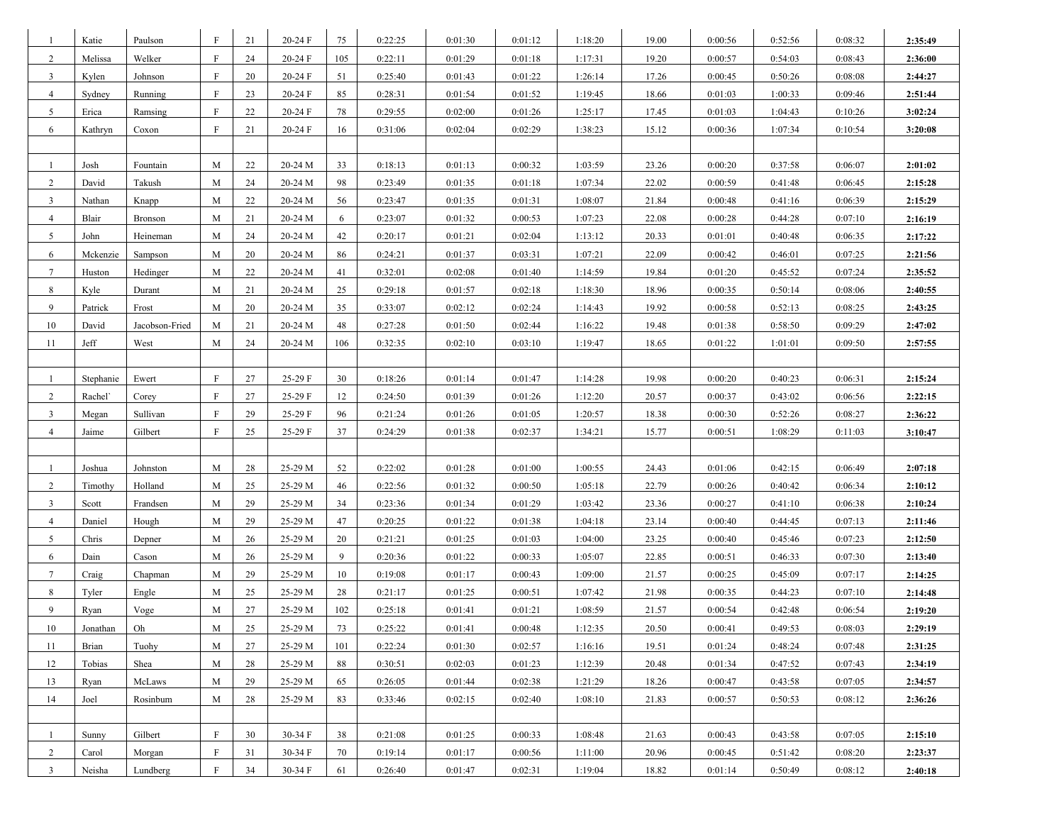| | | | | | | | | | | | | | | |
|---|---|---|---|---|---|---|---|---|---|---|---|---|---|---|
| 1 | Katie | Paulson | F | 21 | 20-24 F | 75 | 0:22:25 | 0:01:30 | 0:01:12 | 1:18:20 | 19.00 | 0:00:56 | 0:52:56 | 0:08:32 | **2:35:49** |
| 2 | Melissa | Welker | F | 24 | 20-24 F | 105 | 0:22:11 | 0:01:29 | 0:01:18 | 1:17:31 | 19.20 | 0:00:57 | 0:54:03 | 0:08:43 | **2:36:00** |
| 3 | Kylen | Johnson | F | 20 | 20-24 F | 51 | 0:25:40 | 0:01:43 | 0:01:22 | 1:26:14 | 17.26 | 0:00:45 | 0:50:26 | 0:08:08 | **2:44:27** |
| 4 | Sydney | Running | F | 23 | 20-24 F | 85 | 0:28:31 | 0:01:54 | 0:01:52 | 1:19:45 | 18.66 | 0:01:03 | 1:00:33 | 0:09:46 | **2:51:44** |
| 5 | Erica | Ramsing | F | 22 | 20-24 F | 78 | 0:29:55 | 0:02:00 | 0:01:26 | 1:25:17 | 17.45 | 0:01:03 | 1:04:43 | 0:10:26 | **3:02:24** |
| 6 | Kathryn | Coxon | F | 21 | 20-24 F | 16 | 0:31:06 | 0:02:04 | 0:02:29 | 1:38:23 | 15.12 | 0:00:36 | 1:07:34 | 0:10:54 | **3:20:08** |
| | | | | | | | | | | | | | | | |
| 1 | Josh | Fountain | M | 22 | 20-24 M | 33 | 0:18:13 | 0:01:13 | 0:00:32 | 1:03:59 | 23.26 | 0:00:20 | 0:37:58 | 0:06:07 | **2:01:02** |
| 2 | David | Takush | M | 24 | 20-24 M | 98 | 0:23:49 | 0:01:35 | 0:01:18 | 1:07:34 | 22.02 | 0:00:59 | 0:41:48 | 0:06:45 | **2:15:28** |
| 3 | Nathan | Knapp | M | 22 | 20-24 M | 56 | 0:23:47 | 0:01:35 | 0:01:31 | 1:08:07 | 21.84 | 0:00:48 | 0:41:16 | 0:06:39 | **2:15:29** |
| 4 | Blair | Bronson | M | 21 | 20-24 M | 6 | 0:23:07 | 0:01:32 | 0:00:53 | 1:07:23 | 22.08 | 0:00:28 | 0:44:28 | 0:07:10 | **2:16:19** |
| 5 | John | Heineman | M | 24 | 20-24 M | 42 | 0:20:17 | 0:01:21 | 0:02:04 | 1:13:12 | 20.33 | 0:01:01 | 0:40:48 | 0:06:35 | **2:17:22** |
| 6 | Mckenzie | Sampson | M | 20 | 20-24 M | 86 | 0:24:21 | 0:01:37 | 0:03:31 | 1:07:21 | 22.09 | 0:00:42 | 0:46:01 | 0:07:25 | **2:21:56** |
| 7 | Huston | Hedinger | M | 22 | 20-24 M | 41 | 0:32:01 | 0:02:08 | 0:01:40 | 1:14:59 | 19.84 | 0:01:20 | 0:45:52 | 0:07:24 | **2:35:52** |
| 8 | Kyle | Durant | M | 21 | 20-24 M | 25 | 0:29:18 | 0:01:57 | 0:02:18 | 1:18:30 | 18.96 | 0:00:35 | 0:50:14 | 0:08:06 | **2:40:55** |
| 9 | Patrick | Frost | M | 20 | 20-24 M | 35 | 0:33:07 | 0:02:12 | 0:02:24 | 1:14:43 | 19.92 | 0:00:58 | 0:52:13 | 0:08:25 | **2:43:25** |
| 10 | David | Jacobson-Fried | M | 21 | 20-24 M | 48 | 0:27:28 | 0:01:50 | 0:02:44 | 1:16:22 | 19.48 | 0:01:38 | 0:58:50 | 0:09:29 | **2:47:02** |
| 11 | Jeff | West | M | 24 | 20-24 M | 106 | 0:32:35 | 0:02:10 | 0:03:10 | 1:19:47 | 18.65 | 0:01:22 | 1:01:01 | 0:09:50 | **2:57:55** |
| | | | | | | | | | | | | | | | |
| 1 | Stephanie | Ewert | F | 27 | 25-29 F | 30 | 0:18:26 | 0:01:14 | 0:01:47 | 1:14:28 | 19.98 | 0:00:20 | 0:40:23 | 0:06:31 | **2:15:24** |
| 2 | Rachel` | Corey | F | 27 | 25-29 F | 12 | 0:24:50 | 0:01:39 | 0:01:26 | 1:12:20 | 20.57 | 0:00:37 | 0:43:02 | 0:06:56 | **2:22:15** |
| 3 | Megan | Sullivan | F | 29 | 25-29 F | 96 | 0:21:24 | 0:01:26 | 0:01:05 | 1:20:57 | 18.38 | 0:00:30 | 0:52:26 | 0:08:27 | **2:36:22** |
| 4 | Jaime | Gilbert | F | 25 | 25-29 F | 37 | 0:24:29 | 0:01:38 | 0:02:37 | 1:34:21 | 15.77 | 0:00:51 | 1:08:29 | 0:11:03 | **3:10:47** |
| | | | | | | | | | | | | | | | |
| 1 | Joshua | Johnston | M | 28 | 25-29 M | 52 | 0:22:02 | 0:01:28 | 0:01:00 | 1:00:55 | 24.43 | 0:01:06 | 0:42:15 | 0:06:49 | **2:07:18** |
| 2 | Timothy | Holland | M | 25 | 25-29 M | 46 | 0:22:56 | 0:01:32 | 0:00:50 | 1:05:18 | 22.79 | 0:00:26 | 0:40:42 | 0:06:34 | **2:10:12** |
| 3 | Scott | Frandsen | M | 29 | 25-29 M | 34 | 0:23:36 | 0:01:34 | 0:01:29 | 1:03:42 | 23.36 | 0:00:27 | 0:41:10 | 0:06:38 | **2:10:24** |
| 4 | Daniel | Hough | M | 29 | 25-29 M | 47 | 0:20:25 | 0:01:22 | 0:01:38 | 1:04:18 | 23.14 | 0:00:40 | 0:44:45 | 0:07:13 | **2:11:46** |
| 5 | Chris | Depner | M | 26 | 25-29 M | 20 | 0:21:21 | 0:01:25 | 0:01:03 | 1:04:00 | 23.25 | 0:00:40 | 0:45:46 | 0:07:23 | **2:12:50** |
| 6 | Dain | Cason | M | 26 | 25-29 M | 9 | 0:20:36 | 0:01:22 | 0:00:33 | 1:05:07 | 22.85 | 0:00:51 | 0:46:33 | 0:07:30 | **2:13:40** |
| 7 | Craig | Chapman | M | 29 | 25-29 M | 10 | 0:19:08 | 0:01:17 | 0:00:43 | 1:09:00 | 21.57 | 0:00:25 | 0:45:09 | 0:07:17 | **2:14:25** |
| 8 | Tyler | Engle | M | 25 | 25-29 M | 28 | 0:21:17 | 0:01:25 | 0:00:51 | 1:07:42 | 21.98 | 0:00:35 | 0:44:23 | 0:07:10 | **2:14:48** |
| 9 | Ryan | Voge | M | 27 | 25-29 M | 102 | 0:25:18 | 0:01:41 | 0:01:21 | 1:08:59 | 21.57 | 0:00:54 | 0:42:48 | 0:06:54 | **2:19:20** |
| 10 | Jonathan | Oh | M | 25 | 25-29 M | 73 | 0:25:22 | 0:01:41 | 0:00:48 | 1:12:35 | 20.50 | 0:00:41 | 0:49:53 | 0:08:03 | **2:29:19** |
| 11 | Brian | Tuohy | M | 27 | 25-29 M | 101 | 0:22:24 | 0:01:30 | 0:02:57 | 1:16:16 | 19.51 | 0:01:24 | 0:48:24 | 0:07:48 | **2:31:25** |
| 12 | Tobias | Shea | M | 28 | 25-29 M | 88 | 0:30:51 | 0:02:03 | 0:01:23 | 1:12:39 | 20.48 | 0:01:34 | 0:47:52 | 0:07:43 | **2:34:19** |
| 13 | Ryan | McLaws | M | 29 | 25-29 M | 65 | 0:26:05 | 0:01:44 | 0:02:38 | 1:21:29 | 18.26 | 0:00:47 | 0:43:58 | 0:07:05 | **2:34:57** |
| 14 | Joel | Rosinbum | M | 28 | 25-29 M | 83 | 0:33:46 | 0:02:15 | 0:02:40 | 1:08:10 | 21.83 | 0:00:57 | 0:50:53 | 0:08:12 | **2:36:26** |
| | | | | | | | | | | | | | | | |
| 1 | Sunny | Gilbert | F | 30 | 30-34 F | 38 | 0:21:08 | 0:01:25 | 0:00:33 | 1:08:48 | 21.63 | 0:00:43 | 0:43:58 | 0:07:05 | **2:15:10** |
| 2 | Carol | Morgan | F | 31 | 30-34 F | 70 | 0:19:14 | 0:01:17 | 0:00:56 | 1:11:00 | 20.96 | 0:00:45 | 0:51:42 | 0:08:20 | **2:23:37** |
| 3 | Neisha | Lundberg | F | 34 | 30-34 F | 61 | 0:26:40 | 0:01:47 | 0:02:31 | 1:19:04 | 18.82 | 0:01:14 | 0:50:49 | 0:08:12 | **2:40:18** |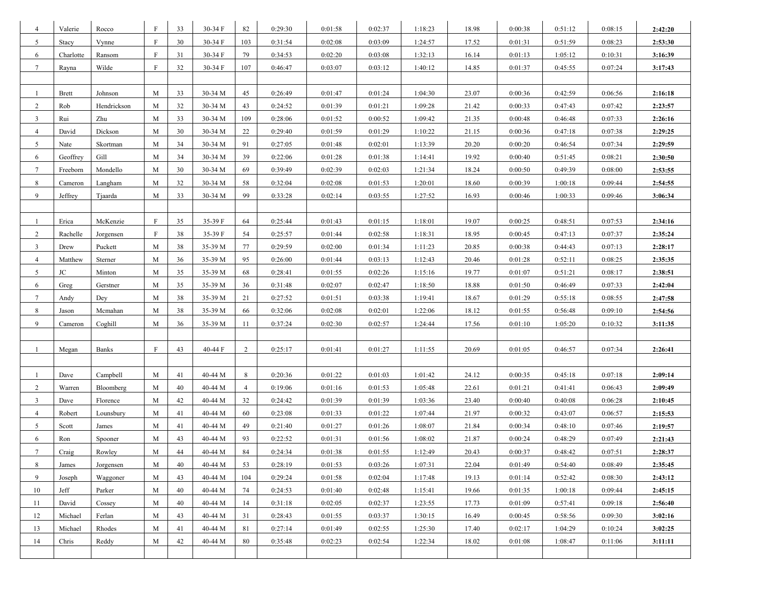| | | | | | | | | | | | | | | | |
|---|---|---|---|---|---|---|---|---|---|---|---|---|---|---|---|
| 4 | Valerie | Rocco | F | 33 | 30-34 F | 82 | 0:29:30 | 0:01:58 | 0:02:37 | 1:18:23 | 18.98 | 0:00:38 | 0:51:12 | 0:08:15 | **2:42:20** |
| 5 | Stacy | Vynne | F | 30 | 30-34 F | 103 | 0:31:54 | 0:02:08 | 0:03:09 | 1:24:57 | 17.52 | 0:01:31 | 0:51:59 | 0:08:23 | **2:53:30** |
| 6 | Charlotte | Ransom | F | 31 | 30-34 F | 79 | 0:34:53 | 0:02:20 | 0:03:08 | 1:32:13 | 16.14 | 0:01:13 | 1:05:12 | 0:10:31 | **3:16:39** |
| 7 | Rayna | Wilde | F | 32 | 30-34 F | 107 | 0:46:47 | 0:03:07 | 0:03:12 | 1:40:12 | 14.85 | 0:01:37 | 0:45:55 | 0:07:24 | **3:17:43** |
| | | | | | | | | | | | | | | | |
| 1 | Brett | Johnson | M | 33 | 30-34 M | 45 | 0:26:49 | 0:01:47 | 0:01:24 | 1:04:30 | 23.07 | 0:00:36 | 0:42:59 | 0:06:56 | **2:16:18** |
| 2 | Rob | Hendrickson | M | 32 | 30-34 M | 43 | 0:24:52 | 0:01:39 | 0:01:21 | 1:09:28 | 21.42 | 0:00:33 | 0:47:43 | 0:07:42 | **2:23:57** |
| 3 | Rui | Zhu | M | 33 | 30-34 M | 109 | 0:28:06 | 0:01:52 | 0:00:52 | 1:09:42 | 21.35 | 0:00:48 | 0:46:48 | 0:07:33 | **2:26:16** |
| 4 | David | Dickson | M | 30 | 30-34 M | 22 | 0:29:40 | 0:01:59 | 0:01:29 | 1:10:22 | 21.15 | 0:00:36 | 0:47:18 | 0:07:38 | **2:29:25** |
| 5 | Nate | Skortman | M | 34 | 30-34 M | 91 | 0:27:05 | 0:01:48 | 0:02:01 | 1:13:39 | 20.20 | 0:00:20 | 0:46:54 | 0:07:34 | **2:29:59** |
| 6 | Geoffrey | Gill | M | 34 | 30-34 M | 39 | 0:22:06 | 0:01:28 | 0:01:38 | 1:14:41 | 19.92 | 0:00:40 | 0:51:45 | 0:08:21 | **2:30:50** |
| 7 | Freeborn | Mondello | M | 30 | 30-34 M | 69 | 0:39:49 | 0:02:39 | 0:02:03 | 1:21:34 | 18.24 | 0:00:50 | 0:49:39 | 0:08:00 | **2:53:55** |
| 8 | Cameron | Langham | M | 32 | 30-34 M | 58 | 0:32:04 | 0:02:08 | 0:01:53 | 1:20:01 | 18.60 | 0:00:39 | 1:00:18 | 0:09:44 | **2:54:55** |
| 9 | Jeffrey | Tjaarda | M | 33 | 30-34 M | 99 | 0:33:28 | 0:02:14 | 0:03:55 | 1:27:52 | 16.93 | 0:00:46 | 1:00:33 | 0:09:46 | **3:06:34** |
| | | | | | | | | | | | | | | | |
| 1 | Erica | McKenzie | F | 35 | 35-39 F | 64 | 0:25:44 | 0:01:43 | 0:01:15 | 1:18:01 | 19.07 | 0:00:25 | 0:48:51 | 0:07:53 | **2:34:16** |
| 2 | Rachelle | Jorgensen | F | 38 | 35-39 F | 54 | 0:25:57 | 0:01:44 | 0:02:58 | 1:18:31 | 18.95 | 0:00:45 | 0:47:13 | 0:07:37 | **2:35:24** |
| 3 | Drew | Puckett | M | 38 | 35-39 M | 77 | 0:29:59 | 0:02:00 | 0:01:34 | 1:11:23 | 20.85 | 0:00:38 | 0:44:43 | 0:07:13 | **2:28:17** |
| 4 | Matthew | Sterner | M | 36 | 35-39 M | 95 | 0:26:00 | 0:01:44 | 0:03:13 | 1:12:43 | 20.46 | 0:01:28 | 0:52:11 | 0:08:25 | **2:35:35** |
| 5 | JC | Minton | M | 35 | 35-39 M | 68 | 0:28:41 | 0:01:55 | 0:02:26 | 1:15:16 | 19.77 | 0:01:07 | 0:51:21 | 0:08:17 | **2:38:51** |
| 6 | Greg | Gerstner | M | 35 | 35-39 M | 36 | 0:31:48 | 0:02:07 | 0:02:47 | 1:18:50 | 18.88 | 0:01:50 | 0:46:49 | 0:07:33 | **2:42:04** |
| 7 | Andy | Dey | M | 38 | 35-39 M | 21 | 0:27:52 | 0:01:51 | 0:03:38 | 1:19:41 | 18.67 | 0:01:29 | 0:55:18 | 0:08:55 | **2:47:58** |
| 8 | Jason | Mcmahan | M | 38 | 35-39 M | 66 | 0:32:06 | 0:02:08 | 0:02:01 | 1:22:06 | 18.12 | 0:01:55 | 0:56:48 | 0:09:10 | **2:54:56** |
| 9 | Cameron | Coghill | M | 36 | 35-39 M | 11 | 0:37:24 | 0:02:30 | 0:02:57 | 1:24:44 | 17.56 | 0:01:10 | 1:05:20 | 0:10:32 | **3:11:35** |
| | | | | | | | | | | | | | | | |
| 1 | Megan | Banks | F | 43 | 40-44 F | 2 | 0:25:17 | 0:01:41 | 0:01:27 | 1:11:55 | 20.69 | 0:01:05 | 0:46:57 | 0:07:34 | **2:26:41** |
| | | | | | | | | | | | | | | | |
| 1 | Dave | Campbell | M | 41 | 40-44 M | 8 | 0:20:36 | 0:01:22 | 0:01:03 | 1:01:42 | 24.12 | 0:00:35 | 0:45:18 | 0:07:18 | **2:09:14** |
| 2 | Warren | Bloomberg | M | 40 | 40-44 M | 4 | 0:19:06 | 0:01:16 | 0:01:53 | 1:05:48 | 22.61 | 0:01:21 | 0:41:41 | 0:06:43 | **2:09:49** |
| 3 | Dave | Florence | M | 42 | 40-44 M | 32 | 0:24:42 | 0:01:39 | 0:01:39 | 1:03:36 | 23.40 | 0:00:40 | 0:40:08 | 0:06:28 | **2:10:45** |
| 4 | Robert | Lounsbury | M | 41 | 40-44 M | 60 | 0:23:08 | 0:01:33 | 0:01:22 | 1:07:44 | 21.97 | 0:00:32 | 0:43:07 | 0:06:57 | **2:15:53** |
| 5 | Scott | James | M | 41 | 40-44 M | 49 | 0:21:40 | 0:01:27 | 0:01:26 | 1:08:07 | 21.84 | 0:00:34 | 0:48:10 | 0:07:46 | **2:19:57** |
| 6 | Ron | Spooner | M | 43 | 40-44 M | 93 | 0:22:52 | 0:01:31 | 0:01:56 | 1:08:02 | 21.87 | 0:00:24 | 0:48:29 | 0:07:49 | **2:21:43** |
| 7 | Craig | Rowley | M | 44 | 40-44 M | 84 | 0:24:34 | 0:01:38 | 0:01:55 | 1:12:49 | 20.43 | 0:00:37 | 0:48:42 | 0:07:51 | **2:28:37** |
| 8 | James | Jorgensen | M | 40 | 40-44 M | 53 | 0:28:19 | 0:01:53 | 0:03:26 | 1:07:31 | 22.04 | 0:01:49 | 0:54:40 | 0:08:49 | **2:35:45** |
| 9 | Joseph | Waggoner | M | 43 | 40-44 M | 104 | 0:29:24 | 0:01:58 | 0:02:04 | 1:17:48 | 19.13 | 0:01:14 | 0:52:42 | 0:08:30 | **2:43:12** |
| 10 | Jeff | Parker | M | 40 | 40-44 M | 74 | 0:24:53 | 0:01:40 | 0:02:48 | 1:15:41 | 19.66 | 0:01:35 | 1:00:18 | 0:09:44 | **2:45:15** |
| 11 | David | Cossey | M | 40 | 40-44 M | 14 | 0:31:18 | 0:02:05 | 0:02:37 | 1:23:55 | 17.73 | 0:01:09 | 0:57:41 | 0:09:18 | **2:56:40** |
| 12 | Michael | Ferlan | M | 43 | 40-44 M | 31 | 0:28:43 | 0:01:55 | 0:03:37 | 1:30:15 | 16.49 | 0:00:45 | 0:58:56 | 0:09:30 | **3:02:16** |
| 13 | Michael | Rhodes | M | 41 | 40-44 M | 81 | 0:27:14 | 0:01:49 | 0:02:55 | 1:25:30 | 17.40 | 0:02:17 | 1:04:29 | 0:10:24 | **3:02:25** |
| 14 | Chris | Reddy | M | 42 | 40-44 M | 80 | 0:35:48 | 0:02:23 | 0:02:54 | 1:22:34 | 18.02 | 0:01:08 | 1:08:47 | 0:11:06 | **3:11:11** |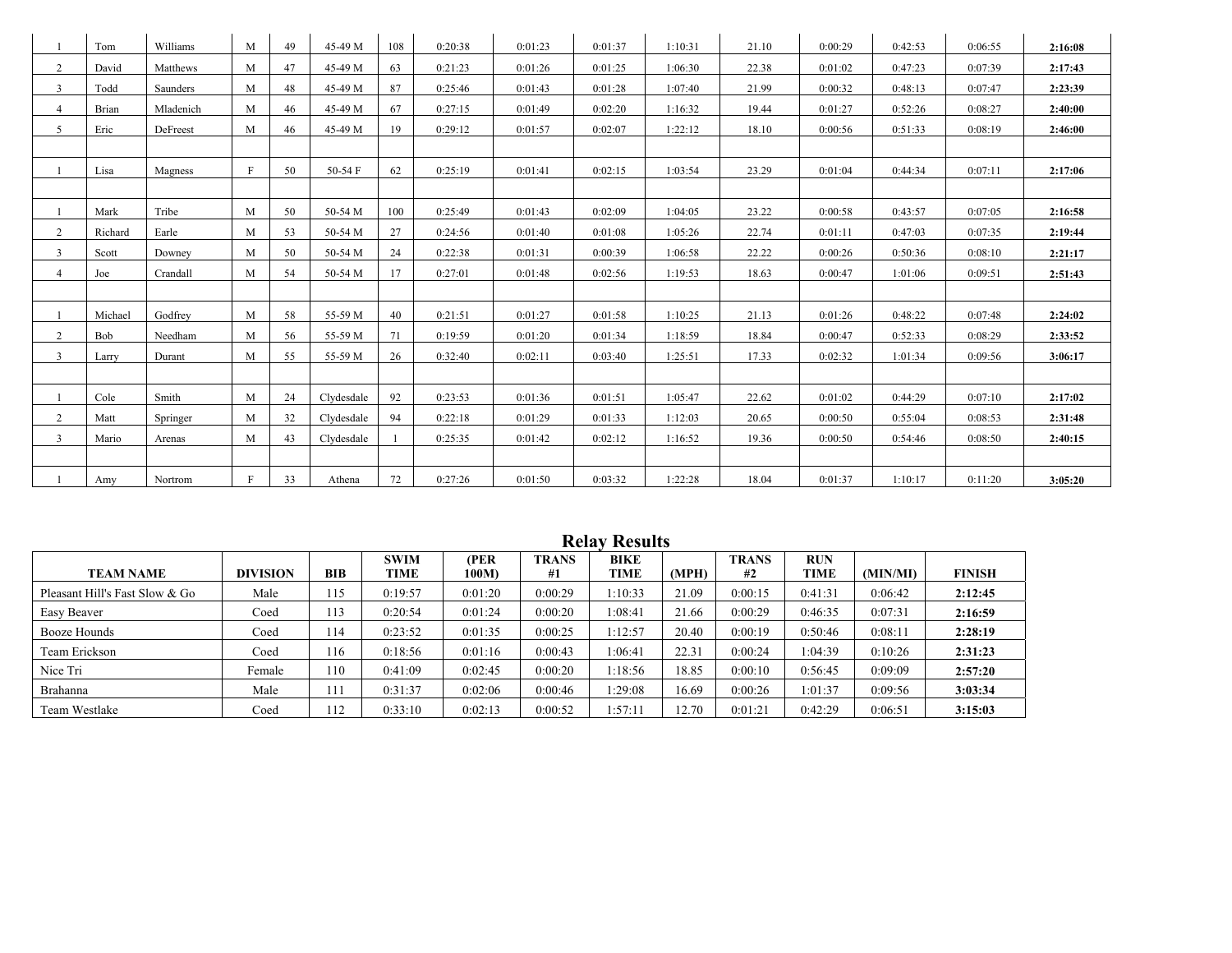| | | | | | | | | | | | | | | | | |
|---|---|---|---|---|---|---|---|---|---|---|---|---|---|---|---|---|
| 1 | Tom | Williams | M | 49 | 45-49 M | 108 | 0:20:38 | 0:01:23 | 0:01:37 | 1:10:31 | 21.10 | 0:00:29 | 0:42:53 | 0:06:55 | **2:16:08** |
| 2 | David | Matthews | M | 47 | 45-49 M | 63 | 0:21:23 | 0:01:26 | 0:01:25 | 1:06:30 | 22.38 | 0:01:02 | 0:47:23 | 0:07:39 | **2:17:43** |
| 3 | Todd | Saunders | M | 48 | 45-49 M | 87 | 0:25:46 | 0:01:43 | 0:01:28 | 1:07:40 | 21.99 | 0:00:32 | 0:48:13 | 0:07:47 | **2:23:39** |
| 4 | Brian | Mladenich | M | 46 | 45-49 M | 67 | 0:27:15 | 0:01:49 | 0:02:20 | 1:16:32 | 19.44 | 0:01:27 | 0:52:26 | 0:08:27 | **2:40:00** |
| 5 | Eric | DeFreest | M | 46 | 45-49 M | 19 | 0:29:12 | 0:01:57 | 0:02:07 | 1:22:12 | 18.10 | 0:00:56 | 0:51:33 | 0:08:19 | **2:46:00** |
| | | | | | | | | | | | | | | | |
| 1 | Lisa | Magness | F | 50 | 50-54 F | 62 | 0:25:19 | 0:01:41 | 0:02:15 | 1:03:54 | 23.29 | 0:01:04 | 0:44:34 | 0:07:11 | **2:17:06** |
| | | | | | | | | | | | | | | | |
| 1 | Mark | Tribe | M | 50 | 50-54 M | 100 | 0:25:49 | 0:01:43 | 0:02:09 | 1:04:05 | 23.22 | 0:00:58 | 0:43:57 | 0:07:05 | **2:16:58** |
| 2 | Richard | Earle | M | 53 | 50-54 M | 27 | 0:24:56 | 0:01:40 | 0:01:08 | 1:05:26 | 22.74 | 0:01:11 | 0:47:03 | 0:07:35 | **2:19:44** |
| 3 | Scott | Downey | M | 50 | 50-54 M | 24 | 0:22:38 | 0:01:31 | 0:00:39 | 1:06:58 | 22.22 | 0:00:26 | 0:50:36 | 0:08:10 | **2:21:17** |
| 4 | Joe | Crandall | M | 54 | 50-54 M | 17 | 0:27:01 | 0:01:48 | 0:02:56 | 1:19:53 | 18.63 | 0:00:47 | 1:01:06 | 0:09:51 | **2:51:43** |
| | | | | | | | | | | | | | | | |
| 1 | Michael | Godfrey | M | 58 | 55-59 M | 40 | 0:21:51 | 0:01:27 | 0:01:58 | 1:10:25 | 21.13 | 0:01:26 | 0:48:22 | 0:07:48 | **2:24:02** |
| 2 | Bob | Needham | M | 56 | 55-59 M | 71 | 0:19:59 | 0:01:20 | 0:01:34 | 1:18:59 | 18.84 | 0:00:47 | 0:52:33 | 0:08:29 | **2:33:52** |
| 3 | Larry | Durant | M | 55 | 55-59 M | 26 | 0:32:40 | 0:02:11 | 0:03:40 | 1:25:51 | 17.33 | 0:02:32 | 1:01:34 | 0:09:56 | **3:06:17** |
| | | | | | | | | | | | | | | | |
| 1 | Cole | Smith | M | 24 | Clydesdale | 92 | 0:23:53 | 0:01:36 | 0:01:51 | 1:05:47 | 22.62 | 0:01:02 | 0:44:29 | 0:07:10 | **2:17:02** |
| 2 | Matt | Springer | M | 32 | Clydesdale | 94 | 0:22:18 | 0:01:29 | 0:01:33 | 1:12:03 | 20.65 | 0:00:50 | 0:55:04 | 0:08:53 | **2:31:48** |
| 3 | Mario | Arenas | M | 43 | Clydesdale | 1 | 0:25:35 | 0:01:42 | 0:02:12 | 1:16:52 | 19.36 | 0:00:50 | 0:54:46 | 0:08:50 | **2:40:15** |
| | | | | | | | | | | | | | | | |
| 1 | Amy | Nortrom | F | 33 | Athena | 72 | 0:27:26 | 0:01:50 | 0:03:32 | 1:22:28 | 18.04 | 0:01:37 | 1:10:17 | 0:11:20 | **3:05:20** |

## Relay Results

| TEAM NAME | DIVISION | BIB | SWIM TIME | (PER 100M) | TRANS #1 | BIKE TIME | (MPH) | TRANS #2 | RUN TIME | (MIN/MI) | FINISH |
|---|---|---|---|---|---|---|---|---|---|---|---|
| Pleasant Hill's Fast Slow & Go | Male | 115 | 0:19:57 | 0:01:20 | 0:00:29 | 1:10:33 | 21.09 | 0:00:15 | 0:41:31 | 0:06:42 | **2:12:45** |
| Easy Beaver | Coed | 113 | 0:20:54 | 0:01:24 | 0:00:20 | 1:08:41 | 21.66 | 0:00:29 | 0:46:35 | 0:07:31 | **2:16:59** |
| Booze Hounds | Coed | 114 | 0:23:52 | 0:01:35 | 0:00:25 | 1:12:57 | 20.40 | 0:00:19 | 0:50:46 | 0:08:11 | **2:28:19** |
| Team Erickson | Coed | 116 | 0:18:56 | 0:01:16 | 0:00:43 | 1:06:41 | 22.31 | 0:00:24 | 1:04:39 | 0:10:26 | **2:31:23** |
| Nice Tri | Female | 110 | 0:41:09 | 0:02:45 | 0:00:20 | 1:18:56 | 18.85 | 0:00:10 | 0:56:45 | 0:09:09 | **2:57:20** |
| Brahanna | Male | 111 | 0:31:37 | 0:02:06 | 0:00:46 | 1:29:08 | 16.69 | 0:00:26 | 1:01:37 | 0:09:56 | **3:03:34** |
| Team Westlake | Coed | 112 | 0:33:10 | 0:02:13 | 0:00:52 | 1:57:11 | 12.70 | 0:01:21 | 0:42:29 | 0:06:51 | **3:15:03** |